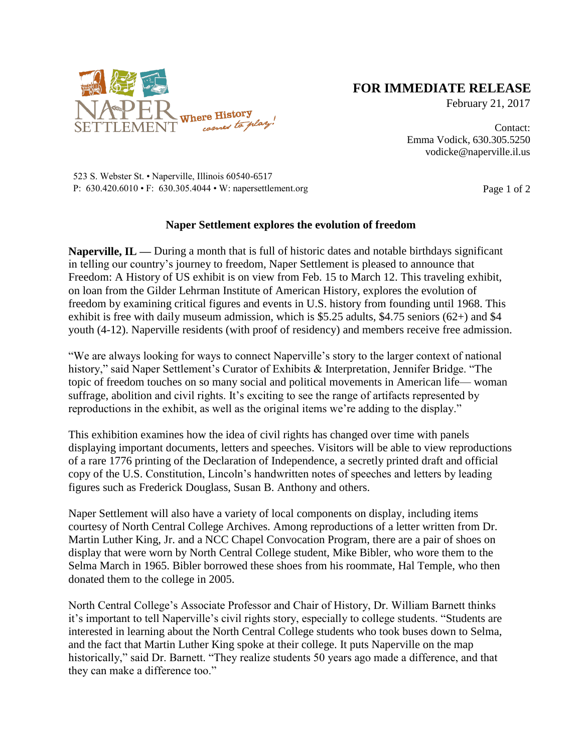NAPER SETTLEMENT Where History comes to play!

**FOR IMMEDIATE RELEASE**
February 21, 2017

Contact:
Emma Vodick, 630.305.5250
vodicke@naperville.il.us

523 S. Webster St. • Naperville, Illinois 60540-6517
P: 630.420.6010 • F: 630.305.4044 • W: napersettlement.org

## Naper Settlement explores the evolution of freedom

**Naperville, IL —** During a month that is full of historic dates and notable birthdays significant in telling our country's journey to freedom, Naper Settlement is pleased to announce that Freedom: A History of US exhibit is on view from Feb. 15 to March 12. This traveling exhibit, on loan from the Gilder Lehrman Institute of American History, explores the evolution of freedom by examining critical figures and events in U.S. history from founding until 1968. This exhibit is free with daily museum admission, which is $5.25 adults, $4.75 seniors (62+) and $4 youth (4-12). Naperville residents (with proof of residency) and members receive free admission.

"We are always looking for ways to connect Naperville's story to the larger context of national history," said Naper Settlement's Curator of Exhibits & Interpretation, Jennifer Bridge. "The topic of freedom touches on so many social and political movements in American life— woman suffrage, abolition and civil rights. It's exciting to see the range of artifacts represented by reproductions in the exhibit, as well as the original items we're adding to the display."

This exhibition examines how the idea of civil rights has changed over time with panels displaying important documents, letters and speeches. Visitors will be able to view reproductions of a rare 1776 printing of the Declaration of Independence, a secretly printed draft and official copy of the U.S. Constitution, Lincoln's handwritten notes of speeches and letters by leading figures such as Frederick Douglass, Susan B. Anthony and others.

Naper Settlement will also have a variety of local components on display, including items courtesy of North Central College Archives. Among reproductions of a letter written from Dr. Martin Luther King, Jr. and a NCC Chapel Convocation Program, there are a pair of shoes on display that were worn by North Central College student, Mike Bibler, who wore them to the Selma March in 1965. Bibler borrowed these shoes from his roommate, Hal Temple, who then donated them to the college in 2005.

North Central College's Associate Professor and Chair of History, Dr. William Barnett thinks it's important to tell Naperville's civil rights story, especially to college students. "Students are interested in learning about the North Central College students who took buses down to Selma, and the fact that Martin Luther King spoke at their college. It puts Naperville on the map historically," said Dr. Barnett. "They realize students 50 years ago made a difference, and that they can make a difference too."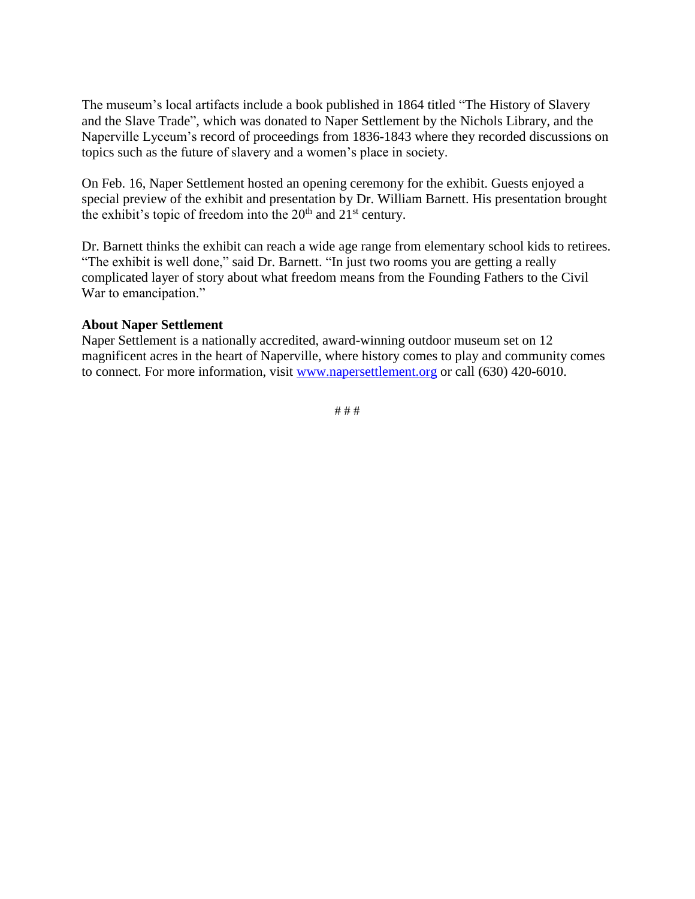The museum's local artifacts include a book published in 1864 titled "The History of Slavery and the Slave Trade", which was donated to Naper Settlement by the Nichols Library, and the Naperville Lyceum's record of proceedings from 1836-1843 where they recorded discussions on topics such as the future of slavery and a women's place in society.

On Feb. 16, Naper Settlement hosted an opening ceremony for the exhibit. Guests enjoyed a special preview of the exhibit and presentation by Dr. William Barnett. His presentation brought the exhibit's topic of freedom into the 20th and 21st century.

Dr. Barnett thinks the exhibit can reach a wide age range from elementary school kids to retirees. "The exhibit is well done," said Dr. Barnett. "In just two rooms you are getting a really complicated layer of story about what freedom means from the Founding Fathers to the Civil War to emancipation."

**About Naper Settlement**

Naper Settlement is a nationally accredited, award-winning outdoor museum set on 12 magnificent acres in the heart of Naperville, where history comes to play and community comes to connect. For more information, visit [www.napersettlement.org](http://www.napersettlement.org) or call (630) 420-6010.

# # #